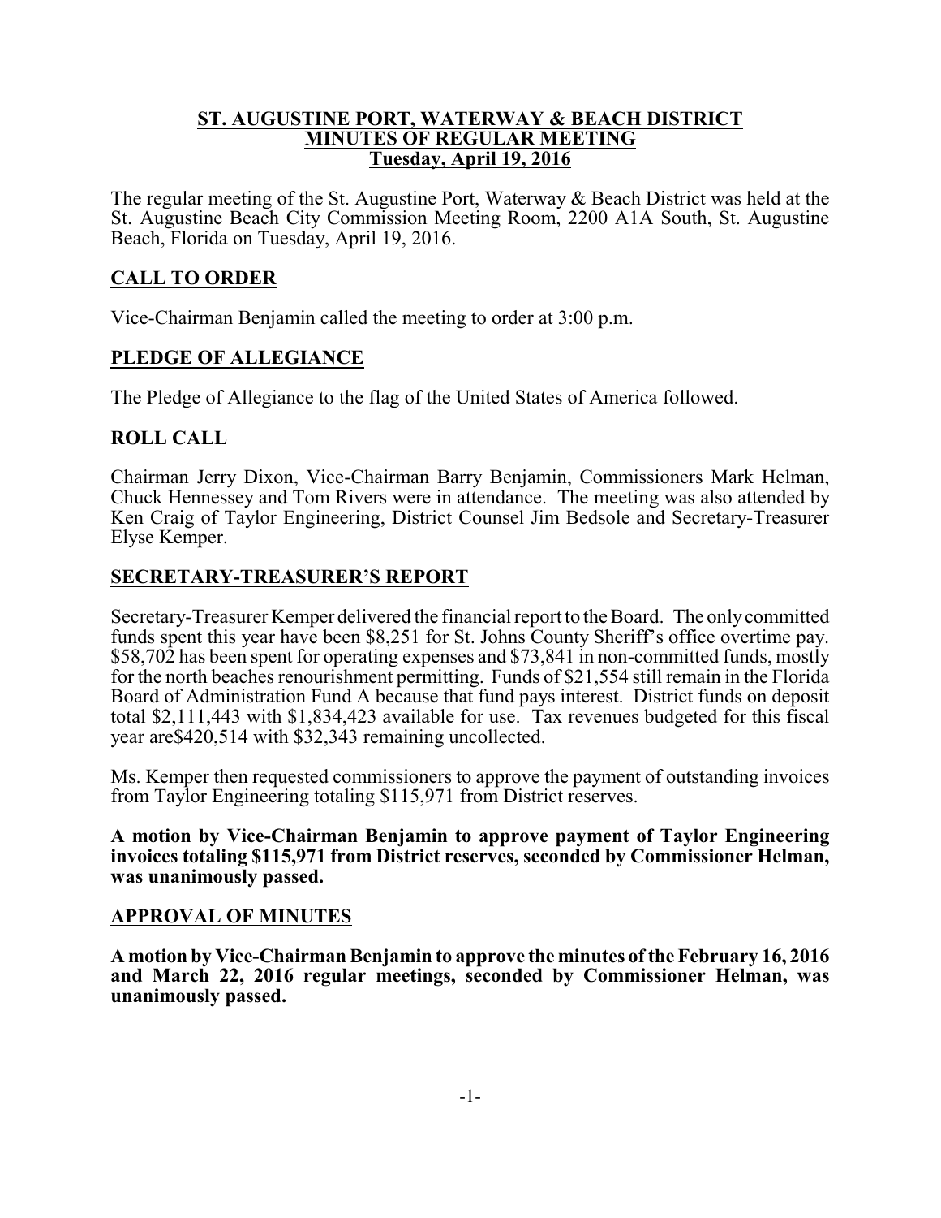**ST. AUGUSTINE PORT, WATERWAY & BEACH DISTRICT**
**MINUTES OF REGULAR MEETING**
**Tuesday, April 19, 2016**

The regular meeting of the St. Augustine Port, Waterway & Beach District was held at the St. Augustine Beach City Commission Meeting Room, 2200 A1A South, St. Augustine Beach, Florida on Tuesday, April 19, 2016.

## CALL TO ORDER

Vice-Chairman Benjamin called the meeting to order at 3:00 p.m.

## PLEDGE OF ALLEGIANCE

The Pledge of Allegiance to the flag of the United States of America followed.

## ROLL CALL

Chairman Jerry Dixon, Vice-Chairman Barry Benjamin, Commissioners Mark Helman, Chuck Hennessey and Tom Rivers were in attendance. The meeting was also attended by Ken Craig of Taylor Engineering, District Counsel Jim Bedsole and Secretary-Treasurer Elyse Kemper.

## SECRETARY-TREASURER'S REPORT

Secretary-Treasurer Kemper delivered the financial report to the Board. The only committed funds spent this year have been $8,251 for St. Johns County Sheriff's office overtime pay. $58,702 has been spent for operating expenses and $73,841 in non-committed funds, mostly for the north beaches renourishment permitting. Funds of $21,554 still remain in the Florida Board of Administration Fund A because that fund pays interest. District funds on deposit total $2,111,443 with $1,834,423 available for use. Tax revenues budgeted for this fiscal year are$420,514 with $32,343 remaining uncollected.

Ms. Kemper then requested commissioners to approve the payment of outstanding invoices from Taylor Engineering totaling $115,971 from District reserves.

**A motion by Vice-Chairman Benjamin to approve payment of Taylor Engineering invoices totaling $115,971 from District reserves, seconded by Commissioner Helman, was unanimously passed.**

## APPROVAL OF MINUTES

**A motion by Vice-Chairman Benjamin to approve the minutes of the February 16, 2016 and March 22, 2016 regular meetings, seconded by Commissioner Helman, was unanimously passed.**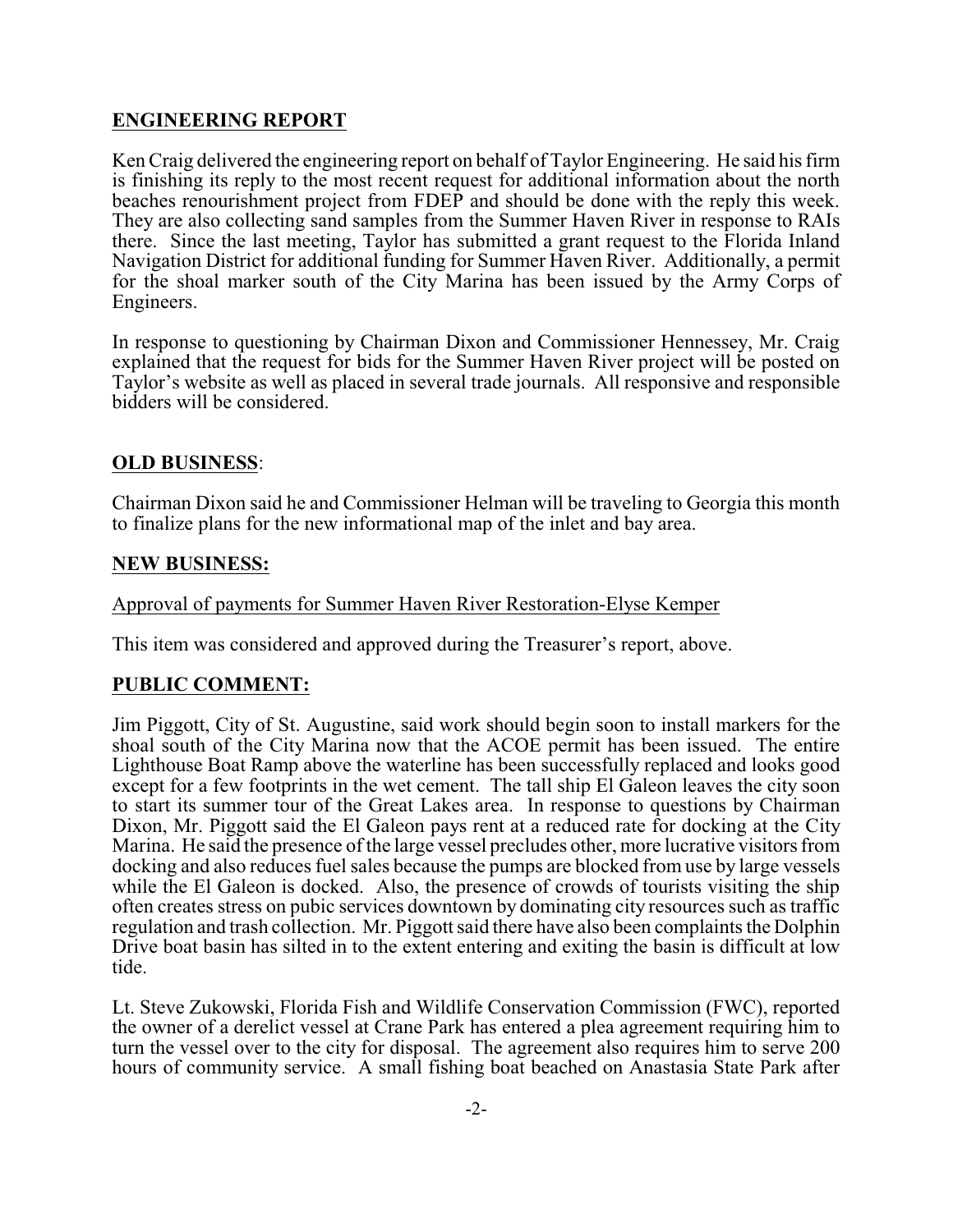## ENGINEERING REPORT

Ken Craig delivered the engineering report on behalf of Taylor Engineering. He said his firm is finishing its reply to the most recent request for additional information about the north beaches renourishment project from FDEP and should be done with the reply this week. They are also collecting sand samples from the Summer Haven River in response to RAIs there. Since the last meeting, Taylor has submitted a grant request to the Florida Inland Navigation District for additional funding for Summer Haven River. Additionally, a permit for the shoal marker south of the City Marina has been issued by the Army Corps of Engineers.

In response to questioning by Chairman Dixon and Commissioner Hennessey, Mr. Craig explained that the request for bids for the Summer Haven River project will be posted on Taylor's website as well as placed in several trade journals. All responsive and responsible bidders will be considered.

## OLD BUSINESS:

Chairman Dixon said he and Commissioner Helman will be traveling to Georgia this month to finalize plans for the new informational map of the inlet and bay area.

## NEW BUSINESS:

Approval of payments for Summer Haven River Restoration-Elyse Kemper

This item was considered and approved during the Treasurer's report, above.

## PUBLIC COMMENT:

Jim Piggott, City of St. Augustine, said work should begin soon to install markers for the shoal south of the City Marina now that the ACOE permit has been issued. The entire Lighthouse Boat Ramp above the waterline has been successfully replaced and looks good except for a few footprints in the wet cement. The tall ship El Galeon leaves the city soon to start its summer tour of the Great Lakes area. In response to questions by Chairman Dixon, Mr. Piggott said the El Galeon pays rent at a reduced rate for docking at the City Marina. He said the presence of the large vessel precludes other, more lucrative visitors from docking and also reduces fuel sales because the pumps are blocked from use by large vessels while the El Galeon is docked. Also, the presence of crowds of tourists visiting the ship often creates stress on pubic services downtown by dominating city resources such as traffic regulation and trash collection. Mr. Piggott said there have also been complaints the Dolphin Drive boat basin has silted in to the extent entering and exiting the basin is difficult at low tide.

Lt. Steve Zukowski, Florida Fish and Wildlife Conservation Commission (FWC), reported the owner of a derelict vessel at Crane Park has entered a plea agreement requiring him to turn the vessel over to the city for disposal. The agreement also requires him to serve 200 hours of community service. A small fishing boat beached on Anastasia State Park after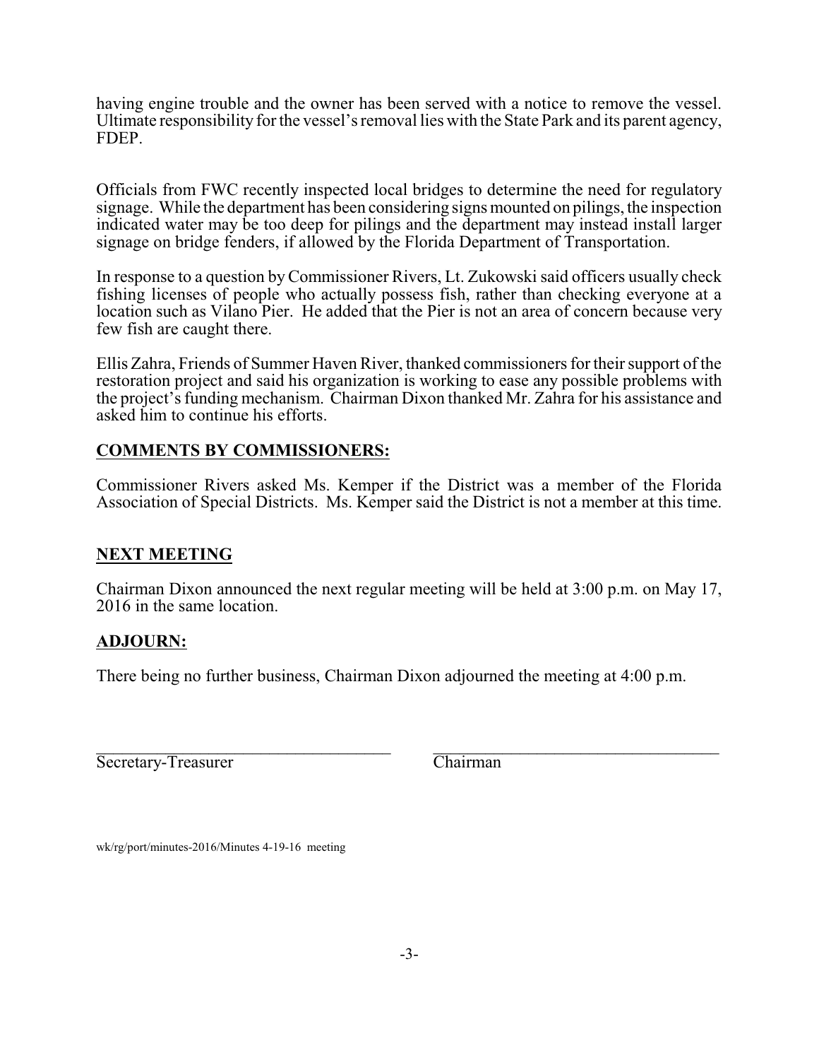having engine trouble and the owner has been served with a notice to remove the vessel. Ultimate responsibility for the vessel's removal lies with the State Park and its parent agency, FDEP.

Officials from FWC recently inspected local bridges to determine the need for regulatory signage. While the department has been considering signs mounted on pilings, the inspection indicated water may be too deep for pilings and the department may instead install larger signage on bridge fenders, if allowed by the Florida Department of Transportation.

In response to a question by Commissioner Rivers, Lt. Zukowski said officers usually check fishing licenses of people who actually possess fish, rather than checking everyone at a location such as Vilano Pier. He added that the Pier is not an area of concern because very few fish are caught there.

Ellis Zahra, Friends of Summer Haven River, thanked commissioners for their support of the restoration project and said his organization is working to ease any possible problems with the project's funding mechanism. Chairman Dixon thanked Mr. Zahra for his assistance and asked him to continue his efforts.

## COMMENTS BY COMMISSIONERS:

Commissioner Rivers asked Ms. Kemper if the District was a member of the Florida Association of Special Districts. Ms. Kemper said the District is not a member at this time.

## NEXT MEETING

Chairman Dixon announced the next regular meeting will be held at 3:00 p.m. on May 17, 2016 in the same location.

## ADJOURN:

There being no further business, Chairman Dixon adjourned the meeting at 4:00 p.m.

___________________________________ ___________________________________

Secretary-Treasurer Chairman

wk/rg/port/minutes-2016/Minutes 4-19-16 meeting